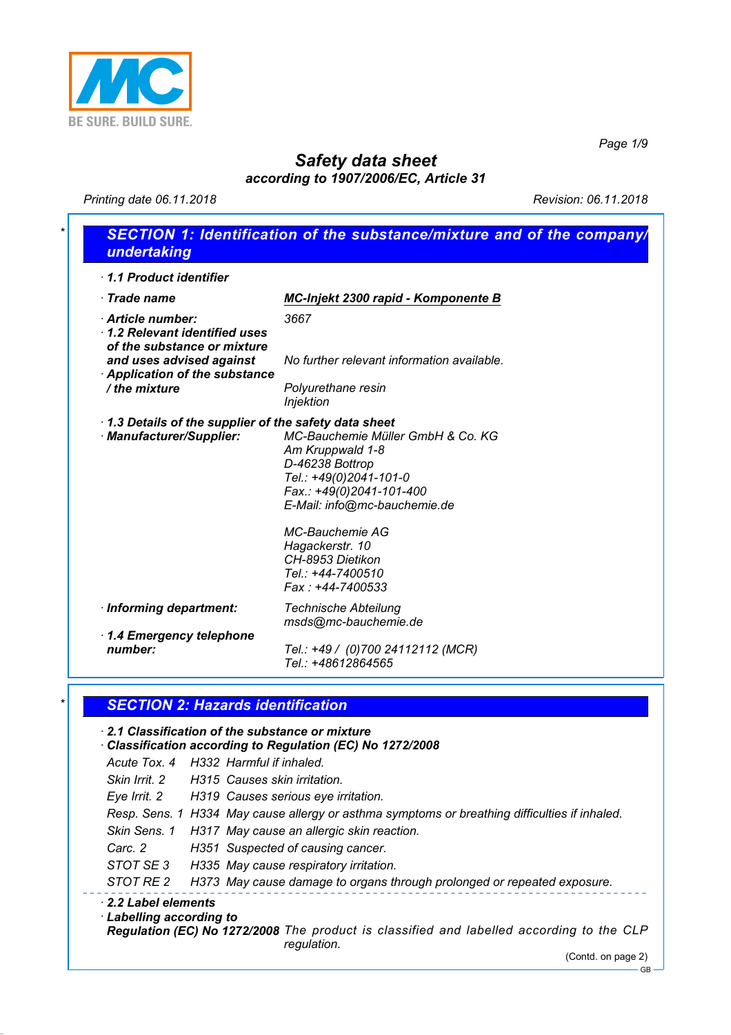# Safety data sheet

**according to 1907/2006/EC, Article 31**

Printing date 06.11.2018 | Revision: 06.11.2018

## SECTION 1: Identification of the substance/mixture and of the company/undertaking

· **1.1 Product identifier**

· **Trade name** **MC-Injekt 2300 rapid - Komponente B**

· **Article number:** 3667

· **1.2 Relevant identified uses of the substance or mixture and uses advised against** No further relevant information available.

· **Application of the substance / the mixture** Polyurethane resin Injektion

· **1.3 Details of the supplier of the safety data sheet**

· **Manufacturer/Supplier:**

MC-Bauchemie Müller GmbH & Co. KG
Am Kruppwald 1-8
D-46238 Bottrop
Tel.: +49(0)2041-101-0
Fax.: +49(0)2041-101-400
E-Mail: info@mc-bauchemie.de

MC-Bauchemie AG
Hagackerstr. 10
CH-8953 Dietikon
Tel.: +44-7400510
Fax : +44-7400533

· **Informing department:** Technische Abteilung
msds@mc-bauchemie.de

· **1.4 Emergency telephone number:** Tel.: +49 / (0)700 24112112 (MCR)
Tel.: +48612864565

## SECTION 2: Hazards identification

· **2.1 Classification of the substance or mixture**

· **Classification according to Regulation (EC) No 1272/2008**

Acute Tox. 4 H332 Harmful if inhaled.
Skin Irrit. 2 H315 Causes skin irritation.
Eye Irrit. 2 H319 Causes serious eye irritation.
Resp. Sens. 1 H334 May cause allergy or asthma symptoms or breathing difficulties if inhaled.
Skin Sens. 1 H317 May cause an allergic skin reaction.
Carc. 2 H351 Suspected of causing cancer.
STOT SE 3 H335 May cause respiratory irritation.
STOT RE 2 H373 May cause damage to organs through prolonged or repeated exposure.

· **2.2 Label elements**

· **Labelling according to Regulation (EC) No 1272/2008** The product is classified and labelled according to the CLP regulation.

(Contd. on page 2)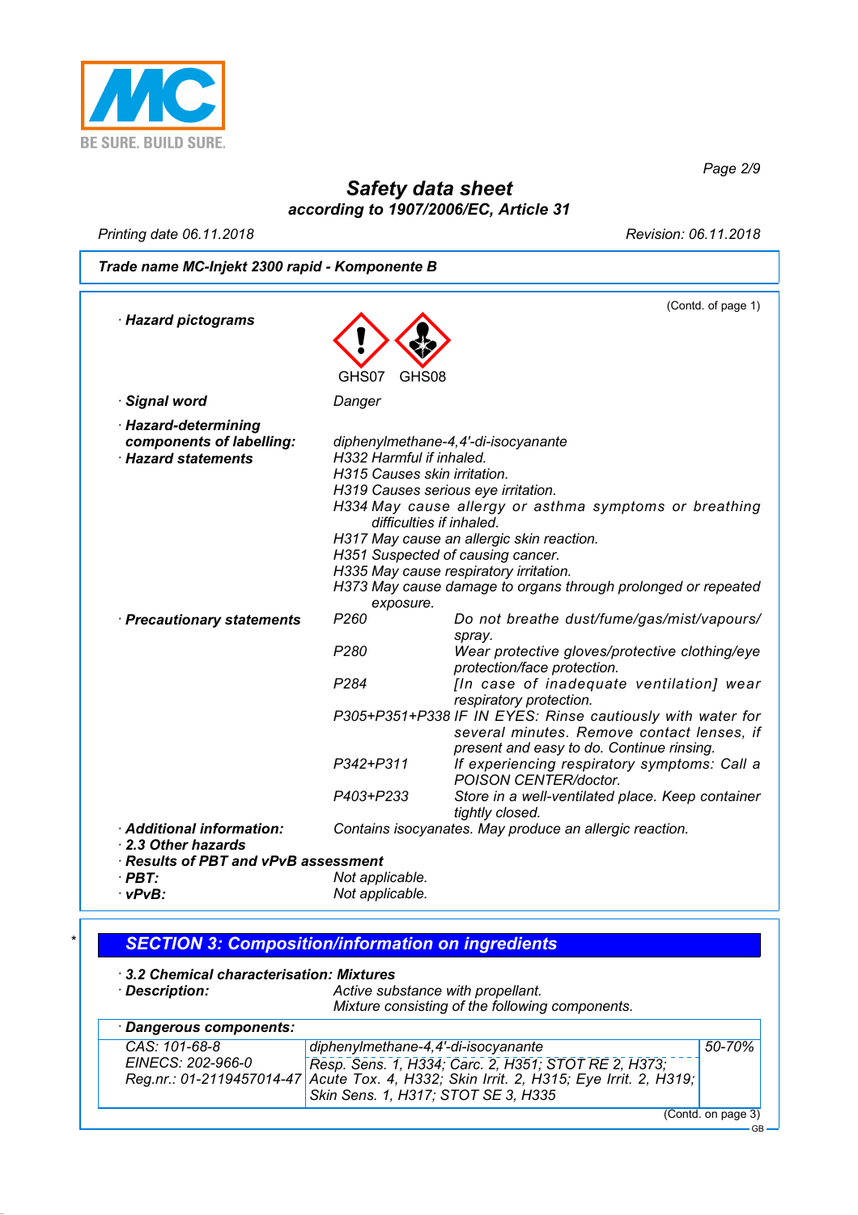**Safety data sheet**
**according to 1907/2006/EC, Article 31**

Printing date 06.11.2018 Revision: 06.11.2018

**Trade name MC-Injekt 2300 rapid - Komponente B**

(Contd. of page 1)

· **Hazard pictograms**

GHS07 GHS08

· **Signal word** Danger

· **Hazard-determining components of labelling:**
diphenylmethane-4,4'-di-isocyanante

· **Hazard statements**
H332 Harmful if inhaled.
H315 Causes skin irritation.
H319 Causes serious eye irritation.
H334 May cause allergy or asthma symptoms or breathing difficulties if inhaled.
H317 May cause an allergic skin reaction.
H351 Suspected of causing cancer.
H335 May cause respiratory irritation.
H373 May cause damage to organs through prolonged or repeated exposure.

· **Precautionary statements**

| | |
|---|---|
| P260 | Do not breathe dust/fume/gas/mist/vapours/spray. |
| P280 | Wear protective gloves/protective clothing/eye protection/face protection. |
| P284 | [In case of inadequate ventilation] wear respiratory protection. |
| P305+P351+P338 | IF IN EYES: Rinse cautiously with water for several minutes. Remove contact lenses, if present and easy to do. Continue rinsing. |
| P342+P311 | If experiencing respiratory symptoms: Call a POISON CENTER/doctor. |
| P403+P233 | Store in a well-ventilated place. Keep container tightly closed. |

· **Additional information:** Contains isocyanates. May produce an allergic reaction.

· **2.3 Other hazards**

· **Results of PBT and vPvB assessment**

· **PBT:** Not applicable.

· **vPvB:** Not applicable.

## SECTION 3: Composition/information on ingredients

· **3.2 Chemical characterisation: Mixtures**

· **Description:** Active substance with propellant.
Mixture consisting of the following components.

· **Dangerous components:**

| | | |
|---|---|---|
| CAS: 101-68-8<br>EINECS: 202-966-0<br>Reg.nr.: 01-2119457014-47 | diphenylmethane-4,4'-di-isocyanante<br>Resp. Sens. 1, H334; Carc. 2, H351; STOT RE 2, H373; Acute Tox. 4, H332; Skin Irrit. 2, H315; Eye Irrit. 2, H319; Skin Sens. 1, H317; STOT SE 3, H335 | 50-70% |

(Contd. on page 3)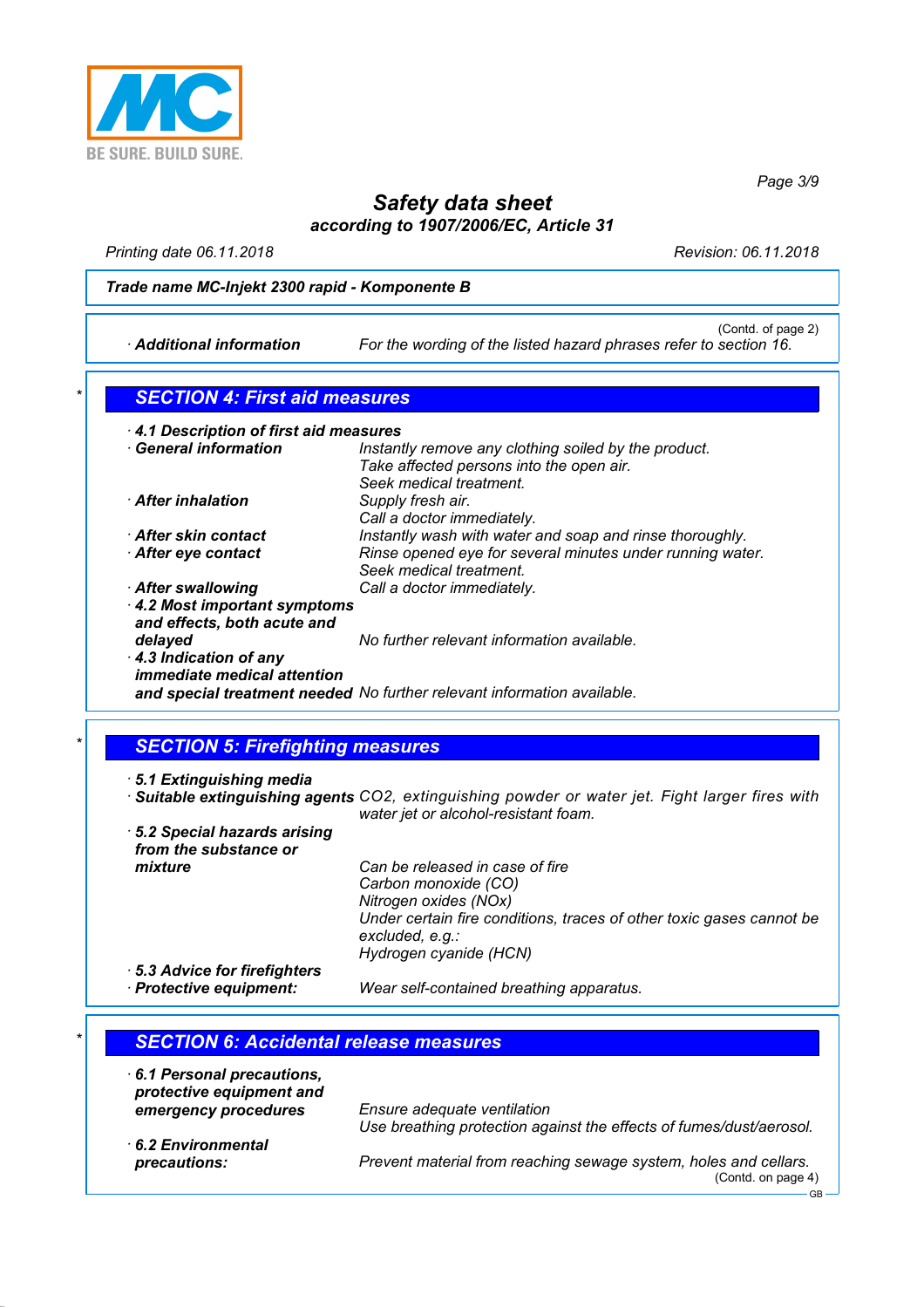**Trade name MC-Injekt 2300 rapid - Komponente B**

(Contd. of page 2)

· **Additional information** For the wording of the listed hazard phrases refer to section 16.

## SECTION 4: First aid measures

· **4.1 Description of first aid measures**

· **General information**
Instantly remove any clothing soiled by the product.
Take affected persons into the open air.
Seek medical treatment.

· **After inhalation**
Supply fresh air.
Call a doctor immediately.

· **After skin contact** Instantly wash with water and soap and rinse thoroughly.

· **After eye contact**
Rinse opened eye for several minutes under running water.
Seek medical treatment.

· **After swallowing** Call a doctor immediately.

· **4.2 Most important symptoms and effects, both acute and delayed** No further relevant information available.

· **4.3 Indication of any immediate medical attention and special treatment needed** No further relevant information available.

## SECTION 5: Firefighting measures

· **5.1 Extinguishing media**

· **Suitable extinguishing agents** $CO_2$, extinguishing powder or water jet. Fight larger fires with water jet or alcohol-resistant foam.

· **5.2 Special hazards arising from the substance or mixture**
Can be released in case of fire
Carbon monoxide (CO)
Nitrogen oxides ($NO_x$)
Under certain fire conditions, traces of other toxic gases cannot be excluded, e.g.:
Hydrogen cyanide (HCN)

· **5.3 Advice for firefighters**

· **Protective equipment:** Wear self-contained breathing apparatus.

## SECTION 6: Accidental release measures

· **6.1 Personal precautions, protective equipment and emergency procedures**
Ensure adequate ventilation
Use breathing protection against the effects of fumes/dust/aerosol.

· **6.2 Environmental precautions:** Prevent material from reaching sewage system, holes and cellars.

(Contd. on page 4)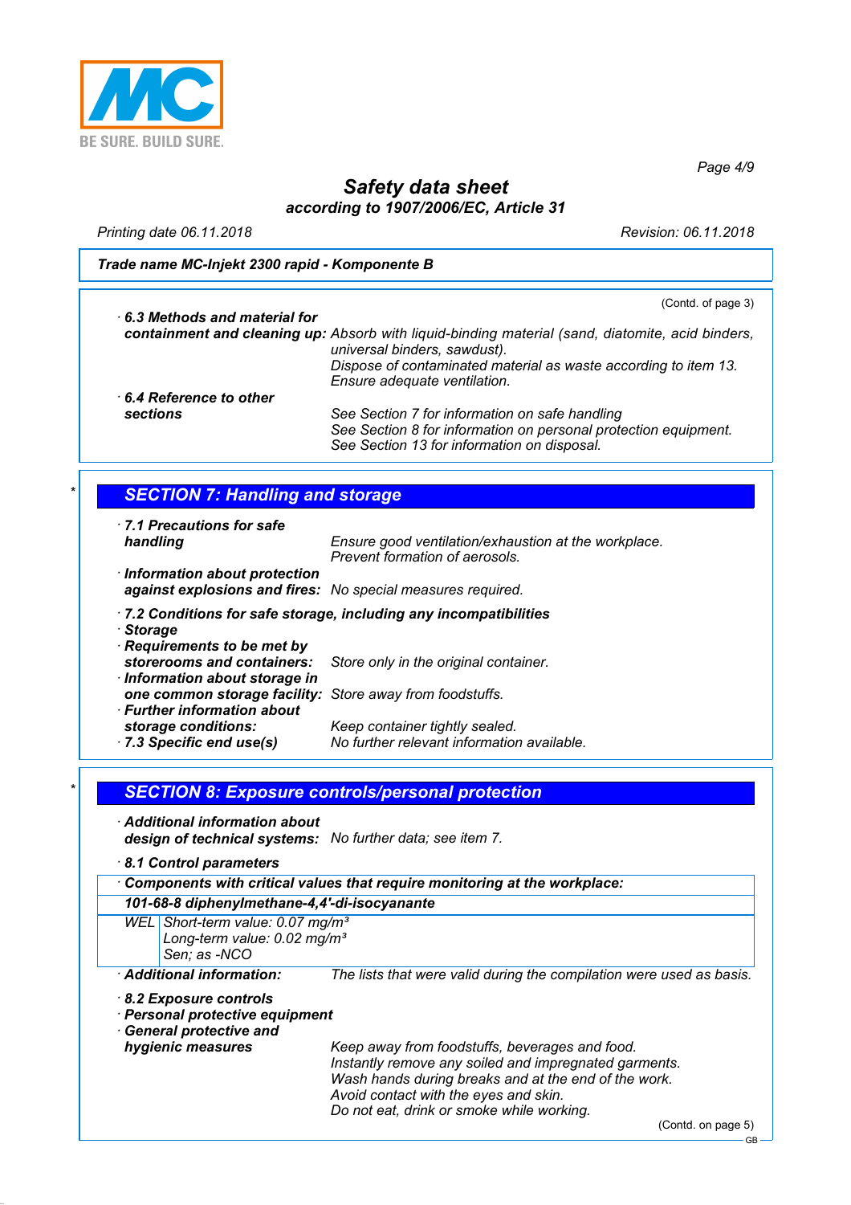**Trade name MC-Injekt 2300 rapid - Komponente B**

(Contd. of page 3)

- **6.3 Methods and material for containment and cleaning up:** Absorb with liquid-binding material (sand, diatomite, acid binders, universal binders, sawdust).
  Dispose of contaminated material as waste according to item 13.
  Ensure adequate ventilation.
- **6.4 Reference to other sections** See Section 7 for information on safe handling
  See Section 8 for information on personal protection equipment.
  See Section 13 for information on disposal.

## SECTION 7: Handling and storage

- **7.1 Precautions for safe handling** Ensure good ventilation/exhaustion at the workplace.
  Prevent formation of aerosols.
- **Information about protection against explosions and fires:** No special measures required.
- **7.2 Conditions for safe storage, including any incompatibilities**
- **Storage**
- **Requirements to be met by storerooms and containers:** Store only in the original container.
- **Information about storage in one common storage facility:** Store away from foodstuffs.
- **Further information about storage conditions:** Keep container tightly sealed.
- **7.3 Specific end use(s)** No further relevant information available.

## SECTION 8: Exposure controls/personal protection

- **Additional information about design of technical systems:** No further data; see item 7.
- **8.1 Control parameters**

| · Components with critical values that require monitoring at the workplace: | |
|---|---|
| **101-68-8 diphenylmethane-4,4'-di-isocyanante** | |
| WEL | Short-term value: 0.07 mg/m³<br>Long-term value: 0.02 mg/m³<br>Sen; as -NCO |

- **Additional information:** The lists that were valid during the compilation were used as basis.
- **8.2 Exposure controls**
- **Personal protective equipment**
- **General protective and hygienic measures** Keep away from foodstuffs, beverages and food.
  Instantly remove any soiled and impregnated garments.
  Wash hands during breaks and at the end of the work.
  Avoid contact with the eyes and skin.
  Do not eat, drink or smoke while working.

(Contd. on page 5)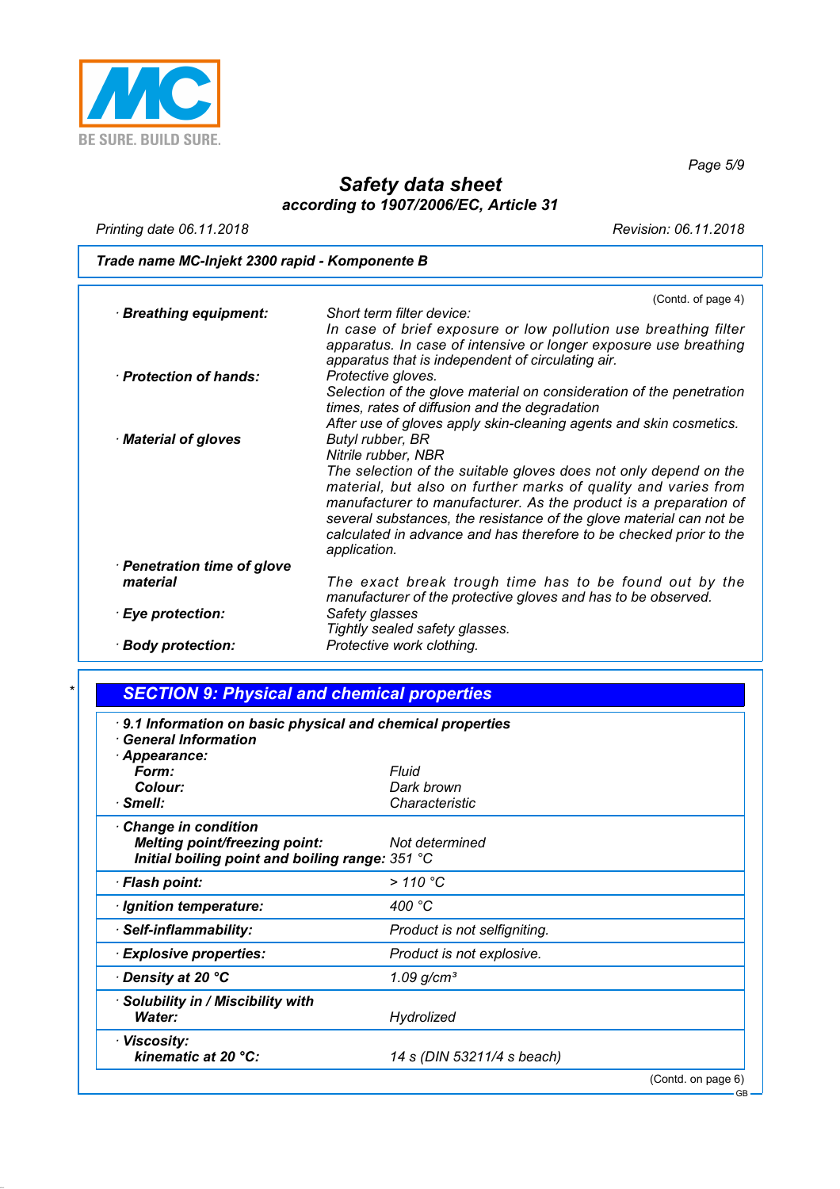**Trade name MC-Injekt 2300 rapid - Komponente B**

(Contd. of page 4)

| | |
|---|---|
| · **Breathing equipment:** | *Short term filter device:*<br>*In case of brief exposure or low pollution use breathing filter apparatus. In case of intensive or longer exposure use breathing apparatus that is independent of circulating air.* |
| · **Protection of hands:** | *Protective gloves.*<br>*Selection of the glove material on consideration of the penetration times, rates of diffusion and the degradation*<br>*After use of gloves apply skin-cleaning agents and skin cosmetics.* |
| · **Material of gloves** | *Butyl rubber, BR*<br>*Nitrile rubber, NBR*<br>*The selection of the suitable gloves does not only depend on the material, but also on further marks of quality and varies from manufacturer to manufacturer. As the product is a preparation of several substances, the resistance of the glove material can not be calculated in advance and has therefore to be checked prior to the application.* |
| · **Penetration time of glove material** | *The exact break trough time has to be found out by the manufacturer of the protective gloves and has to be observed.* |
| · **Eye protection:** | *Safety glasses*<br>*Tightly sealed safety glasses.* |
| · **Body protection:** | *Protective work clothing.* |

\*

## SECTION 9: Physical and chemical properties

· **9.1 Information on basic physical and chemical properties**
· **General Information**

| | |
|---|---|
| · **Appearance:** | |
| **Form:** | *Fluid* |
| **Colour:** | *Dark brown* |
| · **Smell:** | *Characteristic* |
| · **Change in condition** | |
| **Melting point/freezing point:** | *Not determined* |
| **Initial boiling point and boiling range:** | *351 °C* |
| · **Flash point:** | *> 110 °C* |
| · **Ignition temperature:** | *400 °C* |
| · **Self-inflammability:** | *Product is not selfigniting.* |
| · **Explosive properties:** | *Product is not explosive.* |
| · **Density at 20 °C** | *1.09 g/cm³* |
| · **Solubility in / Miscibility with** | |
| **Water:** | *Hydrolized* |
| · **Viscosity:** | |
| **kinematic at 20 °C:** | *14 s (DIN 53211/4 s beach)* |

(Contd. on page 6)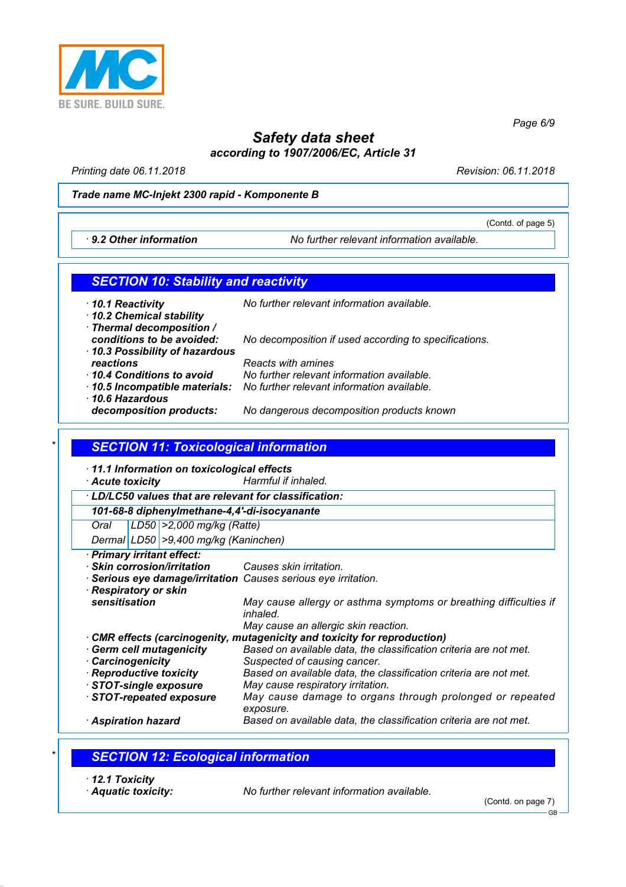**Trade name MC-Injekt 2300 rapid - Komponente B**

(Contd. of page 5)

· **9.2 Other information** No further relevant information available.

## SECTION 10: Stability and reactivity

· **10.1 Reactivity** No further relevant information available.
· **10.2 Chemical stability**
· **Thermal decomposition / conditions to be avoided:** No decomposition if used according to specifications.
· **10.3 Possibility of hazardous reactions** Reacts with amines
· **10.4 Conditions to avoid** No further relevant information available.
· **10.5 Incompatible materials:** No further relevant information available.
· **10.6 Hazardous decomposition products:** No dangerous decomposition products known

## SECTION 11: Toxicological information

· **11.1 Information on toxicological effects**
· **Acute toxicity** Harmful if inhaled.

· **LD/LC50 values that are relevant for classification:**

| **101-68-8 diphenylmethane-4,4'-di-isocyanante** | | |
|---|---|---|
| Oral | LD50 | >2,000 mg/kg (Ratte) |
| Dermal | LD50 | >9,400 mg/kg (Kaninchen) |

· **Primary irritant effect:**
· **Skin corrosion/irritation** Causes skin irritation.
· **Serious eye damage/irritation** Causes serious eye irritation.
· **Respiratory or skin sensitisation** May cause allergy or asthma symptoms or breathing difficulties if inhaled.
May cause an allergic skin reaction.
· **CMR effects (carcinogenity, mutagenicity and toxicity for reproduction)**
· **Germ cell mutagenicity** Based on available data, the classification criteria are not met.
· **Carcinogenicity** Suspected of causing cancer.
· **Reproductive toxicity** Based on available data, the classification criteria are not met.
· **STOT-single exposure** May cause respiratory irritation.
· **STOT-repeated exposure** May cause damage to organs through prolonged or repeated exposure.
· **Aspiration hazard** Based on available data, the classification criteria are not met.

## SECTION 12: Ecological information

· **12.1 Toxicity**
· **Aquatic toxicity:** No further relevant information available.

(Contd. on page 7)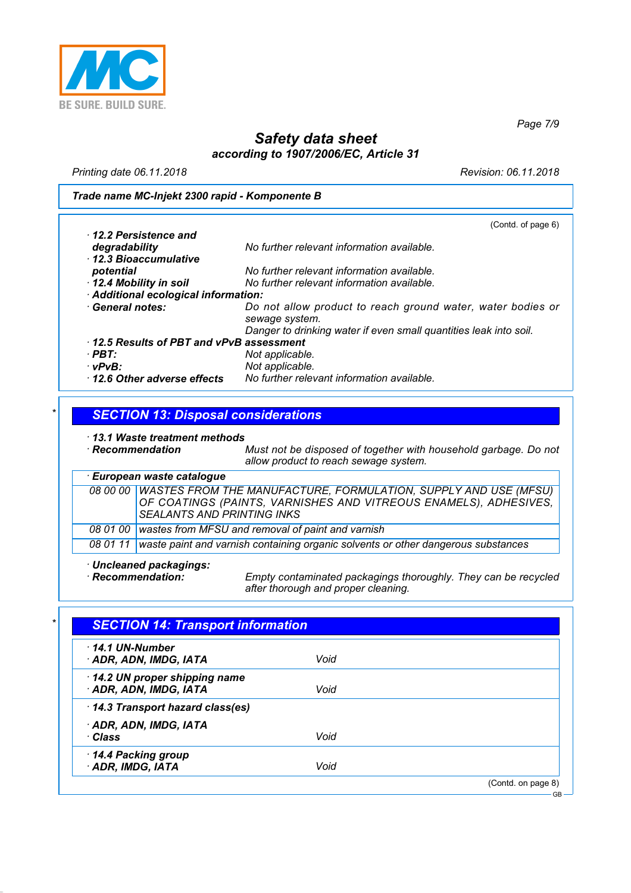**Trade name MC-Injekt 2300 rapid - Komponente B**

(Contd. of page 6)

· **12.2 Persistence and degradability** No further relevant information available.
· **12.3 Bioaccumulative potential** No further relevant information available.
· **12.4 Mobility in soil** No further relevant information available.
· **Additional ecological information:**
· **General notes:** Do not allow product to reach ground water, water bodies or sewage system.
Danger to drinking water if even small quantities leak into soil.
· **12.5 Results of PBT and vPvB assessment**
· **PBT:** Not applicable.
· **vPvB:** Not applicable.
· **12.6 Other adverse effects** No further relevant information available.

## SECTION 13: Disposal considerations

· **13.1 Waste treatment methods**
· **Recommendation** Must not be disposed of together with household garbage. Do not allow product to reach sewage system.

| · **European waste catalogue** | |
|---|---|
| 08 00 00 | WASTES FROM THE MANUFACTURE, FORMULATION, SUPPLY AND USE (MFSU) OF COATINGS (PAINTS, VARNISHES AND VITREOUS ENAMELS), ADHESIVES, SEALANTS AND PRINTING INKS |
| 08 01 00 | wastes from MFSU and removal of paint and varnish |
| 08 01 11 | waste paint and varnish containing organic solvents or other dangerous substances |

· **Uncleaned packagings:**
· **Recommendation:** Empty contaminated packagings thoroughly. They can be recycled after thorough and proper cleaning.

## SECTION 14: Transport information

| | |
|---|---|
| · **14.1 UN-Number** | |
| · **ADR, ADN, IMDG, IATA** | Void |
| · **14.2 UN proper shipping name** | |
| · **ADR, ADN, IMDG, IATA** | Void |
| · **14.3 Transport hazard class(es)** | |
| · **ADR, ADN, IMDG, IATA** | |
| · **Class** | Void |
| · **14.4 Packing group** | |
| · **ADR, IMDG, IATA** | Void |

(Contd. on page 8)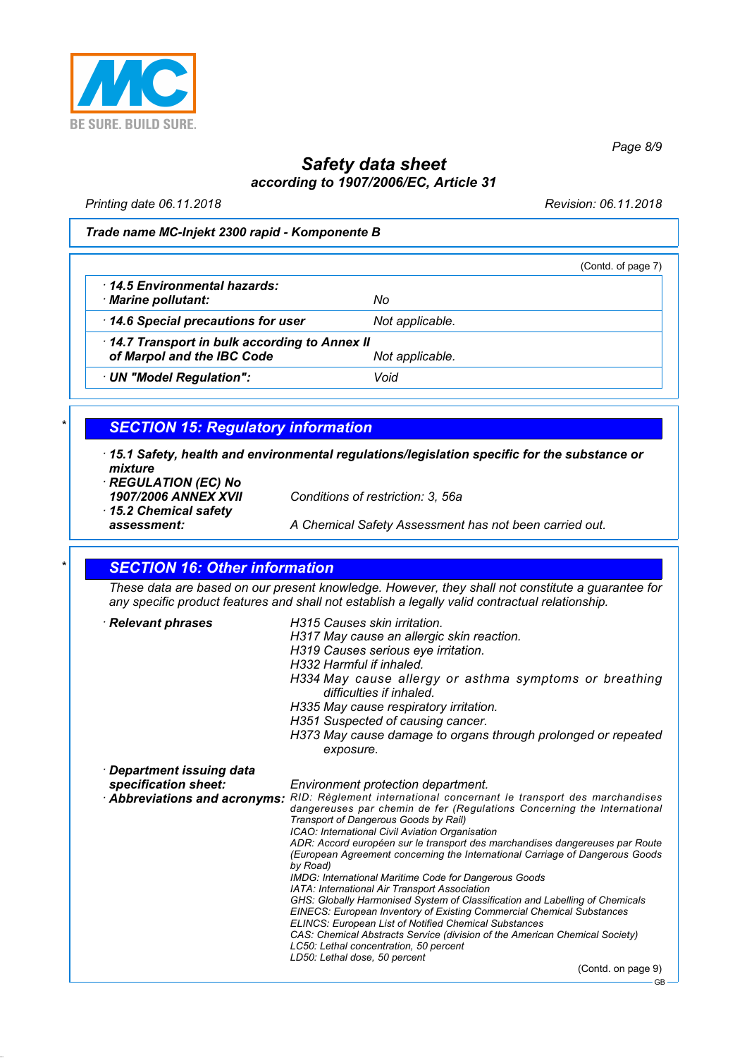**Safety data sheet**
**according to 1907/2006/EC, Article 31**

Printing date 06.11.2018 Revision: 06.11.2018

**Trade name MC-Injekt 2300 rapid - Komponente B**

(Contd. of page 7)

| | |
|---|---|
| · **14.5 Environmental hazards:** · **Marine pollutant:** | No |
| · **14.6 Special precautions for user** | Not applicable. |
| · **14.7 Transport in bulk according to Annex II of Marpol and the IBC Code** | Not applicable. |
| · **UN "Model Regulation":** | Void |

## * SECTION 15: Regulatory information

· **15.1 Safety, health and environmental regulations/legislation specific for the substance or mixture**

· **REGULATION (EC) No 1907/2006 ANNEX XVII** Conditions of restriction: 3, 56a

· **15.2 Chemical safety assessment:** A Chemical Safety Assessment has not been carried out.

## * SECTION 16: Other information

These data are based on our present knowledge. However, they shall not constitute a guarantee for any specific product features and shall not establish a legally valid contractual relationship.

· **Relevant phrases**
H315 Causes skin irritation.
H317 May cause an allergic skin reaction.
H319 Causes serious eye irritation.
H332 Harmful if inhaled.
H334 May cause allergy or asthma symptoms or breathing difficulties if inhaled.
H335 May cause respiratory irritation.
H351 Suspected of causing cancer.
H373 May cause damage to organs through prolonged or repeated exposure.

· **Department issuing data specification sheet:** Environment protection department.

· **Abbreviations and acronyms:**
RID: Règlement international concernant le transport des marchandises dangereuses par chemin de fer (Regulations Concerning the International Transport of Dangerous Goods by Rail)
ICAO: International Civil Aviation Organisation
ADR: Accord européen sur le transport des marchandises dangereuses par Route (European Agreement concerning the International Carriage of Dangerous Goods by Road)
IMDG: International Maritime Code for Dangerous Goods
IATA: International Air Transport Association
GHS: Globally Harmonised System of Classification and Labelling of Chemicals
EINECS: European Inventory of Existing Commercial Chemical Substances
ELINCS: European List of Notified Chemical Substances
CAS: Chemical Abstracts Service (division of the American Chemical Society)
LC50: Lethal concentration, 50 percent
LD50: Lethal dose, 50 percent

(Contd. on page 9)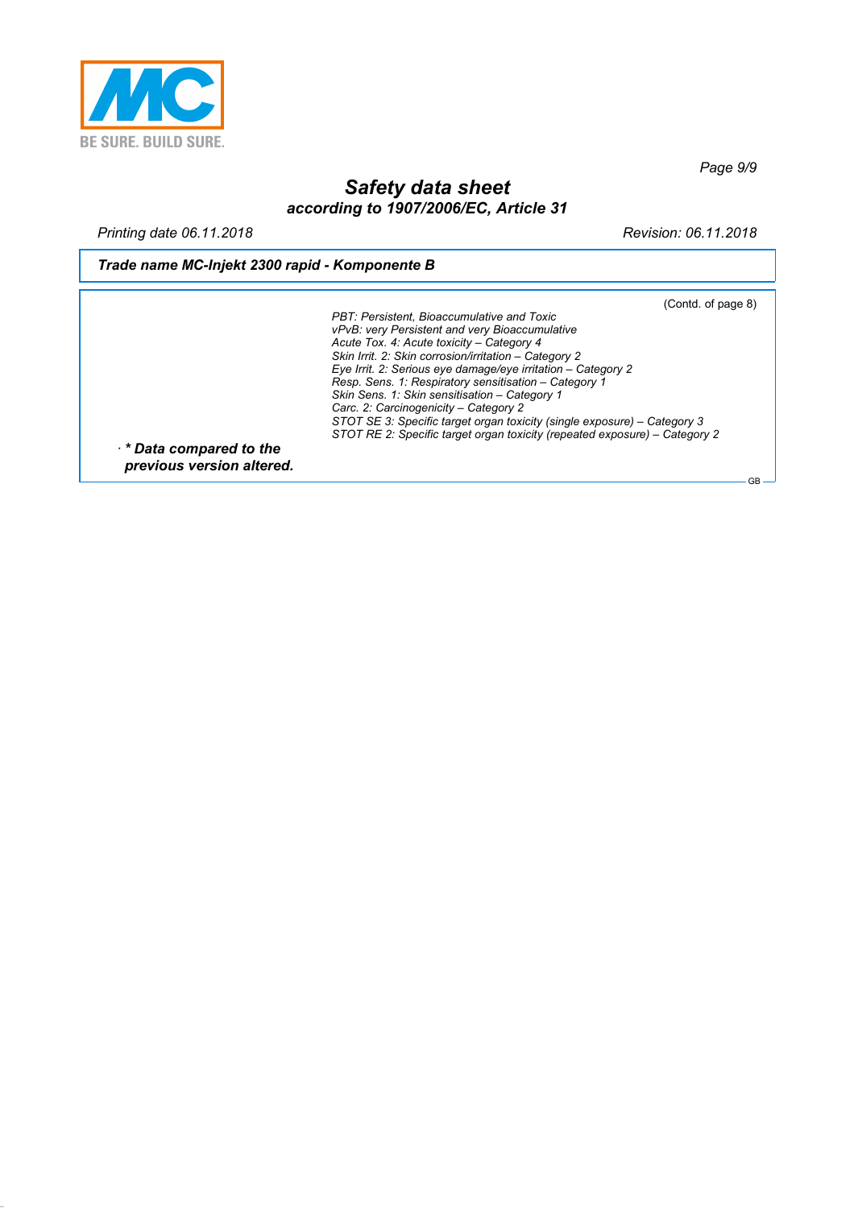(Contd. of page 8)

*PBT: Persistent, Bioaccumulative and Toxic*
*vPvB: very Persistent and very Bioaccumulative*
*Acute Tox. 4: Acute toxicity – Category 4*
*Skin Irrit. 2: Skin corrosion/irritation – Category 2*
*Eye Irrit. 2: Serious eye damage/eye irritation – Category 2*
*Resp. Sens. 1: Respiratory sensitisation – Category 1*
*Skin Sens. 1: Skin sensitisation – Category 1*
*Carc. 2: Carcinogenicity – Category 2*
*STOT SE 3: Specific target organ toxicity (single exposure) – Category 3*
*STOT RE 2: Specific target organ toxicity (repeated exposure) – Category 2*

· ***\* Data compared to the previous version altered.***

GB